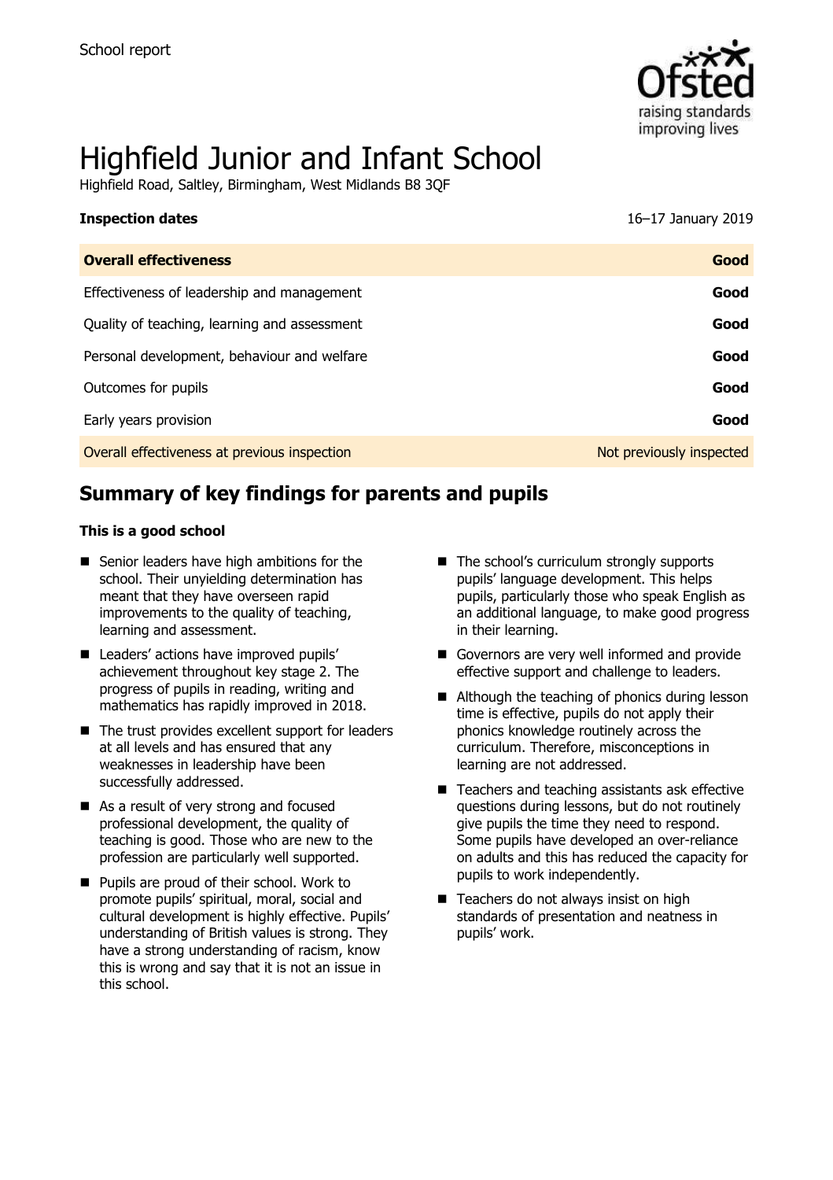School report

# Highfield Junior and Infant School

Highfield Road, Saltley, Birmingham, West Midlands B8 3QF

| **Inspection dates** | 16–17 January 2019 |
| --- | --- |
| **Overall effectiveness** | **Good** |
| Effectiveness of leadership and management | **Good** |
| Quality of teaching, learning and assessment | **Good** |
| Personal development, behaviour and welfare | **Good** |
| Outcomes for pupils | **Good** |
| Early years provision | **Good** |
| Overall effectiveness at previous inspection | Not previously inspected |

## Summary of key findings for parents and pupils

**This is a good school**

- Senior leaders have high ambitions for the school. Their unyielding determination has meant that they have overseen rapid improvements to the quality of teaching, learning and assessment.
- Leaders' actions have improved pupils' achievement throughout key stage 2. The progress of pupils in reading, writing and mathematics has rapidly improved in 2018.
- The trust provides excellent support for leaders at all levels and has ensured that any weaknesses in leadership have been successfully addressed.
- As a result of very strong and focused professional development, the quality of teaching is good. Those who are new to the profession are particularly well supported.
- Pupils are proud of their school. Work to promote pupils' spiritual, moral, social and cultural development is highly effective. Pupils' understanding of British values is strong. They have a strong understanding of racism, know this is wrong and say that it is not an issue in this school.
- The school's curriculum strongly supports pupils' language development. This helps pupils, particularly those who speak English as an additional language, to make good progress in their learning.
- Governors are very well informed and provide effective support and challenge to leaders.
- Although the teaching of phonics during lesson time is effective, pupils do not apply their phonics knowledge routinely across the curriculum. Therefore, misconceptions in learning are not addressed.
- Teachers and teaching assistants ask effective questions during lessons, but do not routinely give pupils the time they need to respond. Some pupils have developed an over-reliance on adults and this has reduced the capacity for pupils to work independently.
- Teachers do not always insist on high standards of presentation and neatness in pupils' work.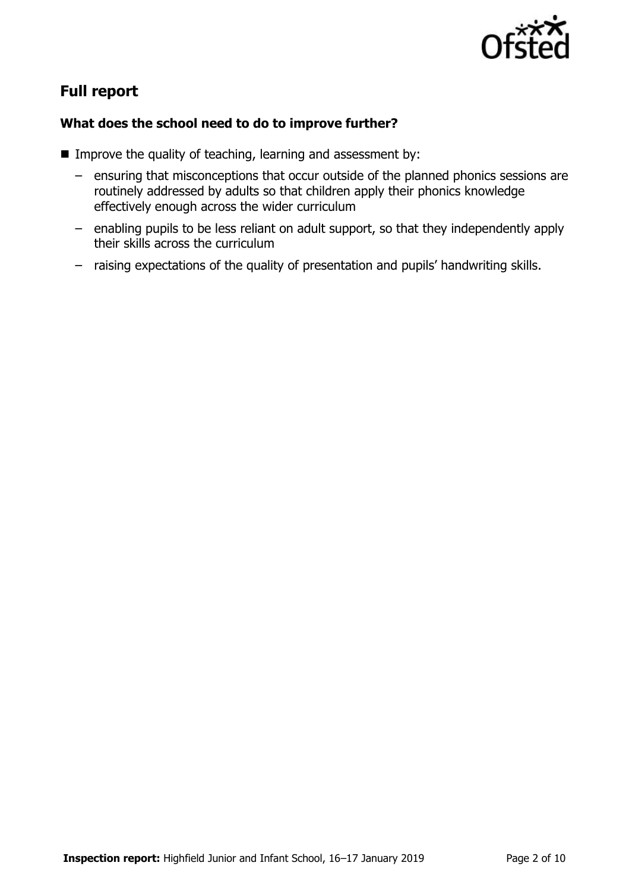## Full report

### What does the school need to do to improve further?

- Improve the quality of teaching, learning and assessment by:
  - ensuring that misconceptions that occur outside of the planned phonics sessions are routinely addressed by adults so that children apply their phonics knowledge effectively enough across the wider curriculum
  - enabling pupils to be less reliant on adult support, so that they independently apply their skills across the curriculum
  - raising expectations of the quality of presentation and pupils' handwriting skills.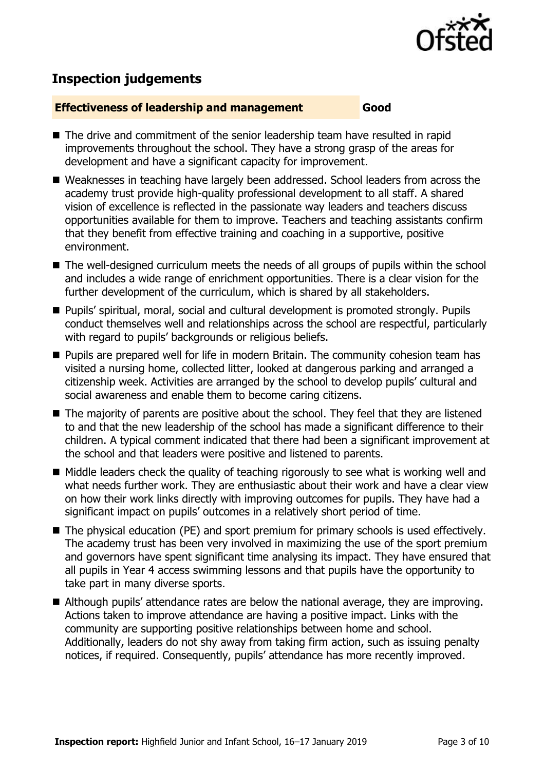## Inspection judgements

**Effectiveness of leadership and management** **Good**

- The drive and commitment of the senior leadership team have resulted in rapid improvements throughout the school. They have a strong grasp of the areas for development and have a significant capacity for improvement.
- Weaknesses in teaching have largely been addressed. School leaders from across the academy trust provide high-quality professional development to all staff. A shared vision of excellence is reflected in the passionate way leaders and teachers discuss opportunities available for them to improve. Teachers and teaching assistants confirm that they benefit from effective training and coaching in a supportive, positive environment.
- The well-designed curriculum meets the needs of all groups of pupils within the school and includes a wide range of enrichment opportunities. There is a clear vision for the further development of the curriculum, which is shared by all stakeholders.
- Pupils' spiritual, moral, social and cultural development is promoted strongly. Pupils conduct themselves well and relationships across the school are respectful, particularly with regard to pupils' backgrounds or religious beliefs.
- Pupils are prepared well for life in modern Britain. The community cohesion team has visited a nursing home, collected litter, looked at dangerous parking and arranged a citizenship week. Activities are arranged by the school to develop pupils' cultural and social awareness and enable them to become caring citizens.
- The majority of parents are positive about the school. They feel that they are listened to and that the new leadership of the school has made a significant difference to their children. A typical comment indicated that there had been a significant improvement at the school and that leaders were positive and listened to parents.
- Middle leaders check the quality of teaching rigorously to see what is working well and what needs further work. They are enthusiastic about their work and have a clear view on how their work links directly with improving outcomes for pupils. They have had a significant impact on pupils' outcomes in a relatively short period of time.
- The physical education (PE) and sport premium for primary schools is used effectively. The academy trust has been very involved in maximizing the use of the sport premium and governors have spent significant time analysing its impact. They have ensured that all pupils in Year 4 access swimming lessons and that pupils have the opportunity to take part in many diverse sports.
- Although pupils' attendance rates are below the national average, they are improving. Actions taken to improve attendance are having a positive impact. Links with the community are supporting positive relationships between home and school. Additionally, leaders do not shy away from taking firm action, such as issuing penalty notices, if required. Consequently, pupils' attendance has more recently improved.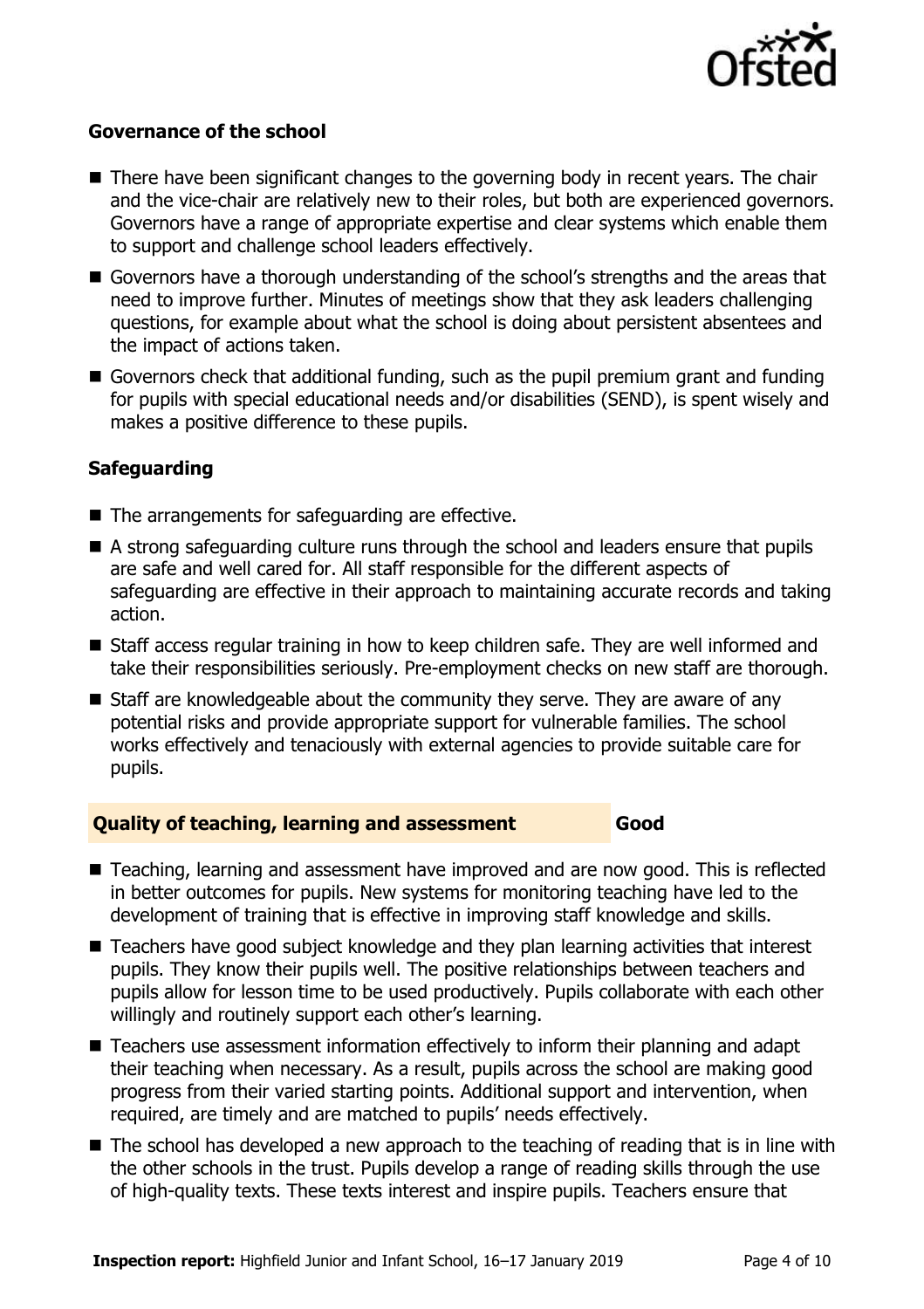### Governance of the school

- There have been significant changes to the governing body in recent years. The chair and the vice-chair are relatively new to their roles, but both are experienced governors. Governors have a range of appropriate expertise and clear systems which enable them to support and challenge school leaders effectively.
- Governors have a thorough understanding of the school's strengths and the areas that need to improve further. Minutes of meetings show that they ask leaders challenging questions, for example about what the school is doing about persistent absentees and the impact of actions taken.
- Governors check that additional funding, such as the pupil premium grant and funding for pupils with special educational needs and/or disabilities (SEND), is spent wisely and makes a positive difference to these pupils.

### Safeguarding

- The arrangements for safeguarding are effective.
- A strong safeguarding culture runs through the school and leaders ensure that pupils are safe and well cared for. All staff responsible for the different aspects of safeguarding are effective in their approach to maintaining accurate records and taking action.
- Staff access regular training in how to keep children safe. They are well informed and take their responsibilities seriously. Pre-employment checks on new staff are thorough.
- Staff are knowledgeable about the community they serve. They are aware of any potential risks and provide appropriate support for vulnerable families. The school works effectively and tenaciously with external agencies to provide suitable care for pupils.

## Quality of teaching, learning and assessment — Good

- Teaching, learning and assessment have improved and are now good. This is reflected in better outcomes for pupils. New systems for monitoring teaching have led to the development of training that is effective in improving staff knowledge and skills.
- Teachers have good subject knowledge and they plan learning activities that interest pupils. They know their pupils well. The positive relationships between teachers and pupils allow for lesson time to be used productively. Pupils collaborate with each other willingly and routinely support each other's learning.
- Teachers use assessment information effectively to inform their planning and adapt their teaching when necessary. As a result, pupils across the school are making good progress from their varied starting points. Additional support and intervention, when required, are timely and are matched to pupils' needs effectively.
- The school has developed a new approach to the teaching of reading that is in line with the other schools in the trust. Pupils develop a range of reading skills through the use of high-quality texts. These texts interest and inspire pupils. Teachers ensure that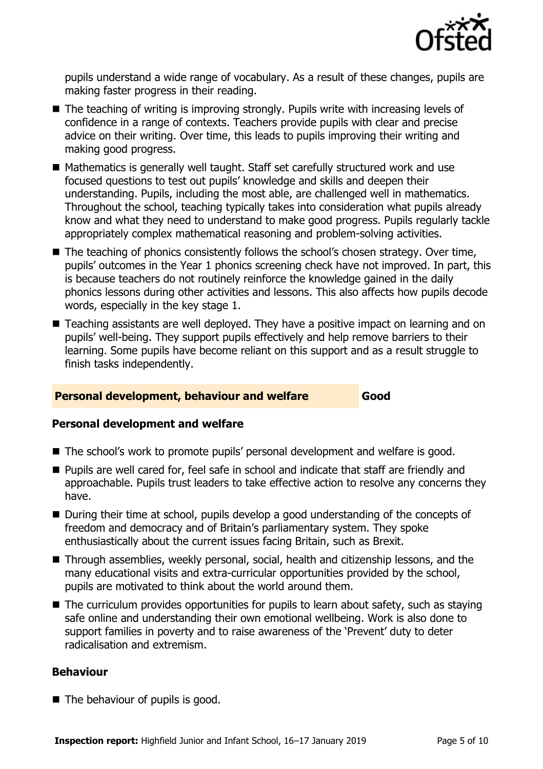pupils understand a wide range of vocabulary. As a result of these changes, pupils are making faster progress in their reading.

- The teaching of writing is improving strongly. Pupils write with increasing levels of confidence in a range of contexts. Teachers provide pupils with clear and precise advice on their writing. Over time, this leads to pupils improving their writing and making good progress.
- Mathematics is generally well taught. Staff set carefully structured work and use focused questions to test out pupils' knowledge and skills and deepen their understanding. Pupils, including the most able, are challenged well in mathematics. Throughout the school, teaching typically takes into consideration what pupils already know and what they need to understand to make good progress. Pupils regularly tackle appropriately complex mathematical reasoning and problem-solving activities.
- The teaching of phonics consistently follows the school's chosen strategy. Over time, pupils' outcomes in the Year 1 phonics screening check have not improved. In part, this is because teachers do not routinely reinforce the knowledge gained in the daily phonics lessons during other activities and lessons. This also affects how pupils decode words, especially in the key stage 1.
- Teaching assistants are well deployed. They have a positive impact on learning and on pupils' well-being. They support pupils effectively and help remove barriers to their learning. Some pupils have become reliant on this support and as a result struggle to finish tasks independently.

## Personal development, behaviour and welfare — Good

### Personal development and welfare

- The school's work to promote pupils' personal development and welfare is good.
- Pupils are well cared for, feel safe in school and indicate that staff are friendly and approachable. Pupils trust leaders to take effective action to resolve any concerns they have.
- During their time at school, pupils develop a good understanding of the concepts of freedom and democracy and of Britain's parliamentary system. They spoke enthusiastically about the current issues facing Britain, such as Brexit.
- Through assemblies, weekly personal, social, health and citizenship lessons, and the many educational visits and extra-curricular opportunities provided by the school, pupils are motivated to think about the world around them.
- The curriculum provides opportunities for pupils to learn about safety, such as staying safe online and understanding their own emotional wellbeing. Work is also done to support families in poverty and to raise awareness of the 'Prevent' duty to deter radicalisation and extremism.

### Behaviour

- The behaviour of pupils is good.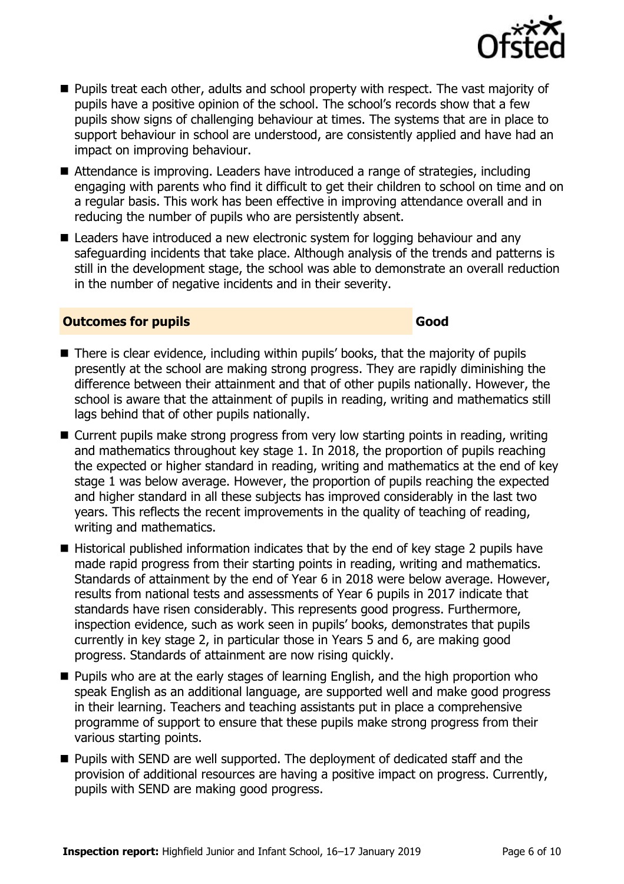- Pupils treat each other, adults and school property with respect. The vast majority of pupils have a positive opinion of the school. The school's records show that a few pupils show signs of challenging behaviour at times. The systems that are in place to support behaviour in school are understood, are consistently applied and have had an impact on improving behaviour.
- Attendance is improving. Leaders have introduced a range of strategies, including engaging with parents who find it difficult to get their children to school on time and on a regular basis. This work has been effective in improving attendance overall and in reducing the number of pupils who are persistently absent.
- Leaders have introduced a new electronic system for logging behaviour and any safeguarding incidents that take place. Although analysis of the trends and patterns is still in the development stage, the school was able to demonstrate an overall reduction in the number of negative incidents and in their severity.

## Outcomes for pupils — Good

- There is clear evidence, including within pupils' books, that the majority of pupils presently at the school are making strong progress. They are rapidly diminishing the difference between their attainment and that of other pupils nationally. However, the school is aware that the attainment of pupils in reading, writing and mathematics still lags behind that of other pupils nationally.
- Current pupils make strong progress from very low starting points in reading, writing and mathematics throughout key stage 1. In 2018, the proportion of pupils reaching the expected or higher standard in reading, writing and mathematics at the end of key stage 1 was below average. However, the proportion of pupils reaching the expected and higher standard in all these subjects has improved considerably in the last two years. This reflects the recent improvements in the quality of teaching of reading, writing and mathematics.
- Historical published information indicates that by the end of key stage 2 pupils have made rapid progress from their starting points in reading, writing and mathematics. Standards of attainment by the end of Year 6 in 2018 were below average. However, results from national tests and assessments of Year 6 pupils in 2017 indicate that standards have risen considerably. This represents good progress. Furthermore, inspection evidence, such as work seen in pupils' books, demonstrates that pupils currently in key stage 2, in particular those in Years 5 and 6, are making good progress. Standards of attainment are now rising quickly.
- Pupils who are at the early stages of learning English, and the high proportion who speak English as an additional language, are supported well and make good progress in their learning. Teachers and teaching assistants put in place a comprehensive programme of support to ensure that these pupils make strong progress from their various starting points.
- Pupils with SEND are well supported. The deployment of dedicated staff and the provision of additional resources are having a positive impact on progress. Currently, pupils with SEND are making good progress.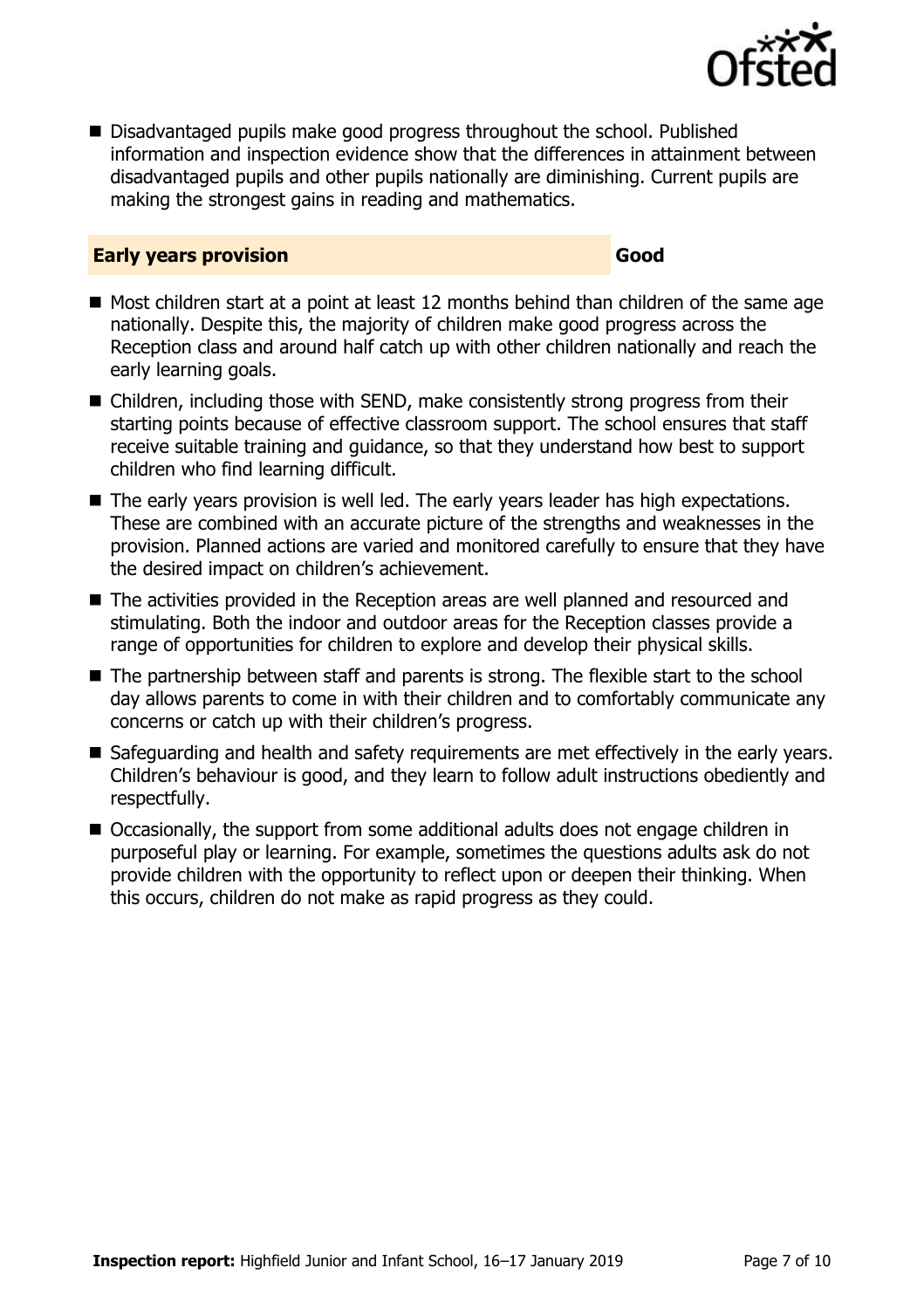- Disadvantaged pupils make good progress throughout the school. Published information and inspection evidence show that the differences in attainment between disadvantaged pupils and other pupils nationally are diminishing. Current pupils are making the strongest gains in reading and mathematics.

## Early years provision — Good

- Most children start at a point at least 12 months behind than children of the same age nationally. Despite this, the majority of children make good progress across the Reception class and around half catch up with other children nationally and reach the early learning goals.
- Children, including those with SEND, make consistently strong progress from their starting points because of effective classroom support. The school ensures that staff receive suitable training and guidance, so that they understand how best to support children who find learning difficult.
- The early years provision is well led. The early years leader has high expectations. These are combined with an accurate picture of the strengths and weaknesses in the provision. Planned actions are varied and monitored carefully to ensure that they have the desired impact on children's achievement.
- The activities provided in the Reception areas are well planned and resourced and stimulating. Both the indoor and outdoor areas for the Reception classes provide a range of opportunities for children to explore and develop their physical skills.
- The partnership between staff and parents is strong. The flexible start to the school day allows parents to come in with their children and to comfortably communicate any concerns or catch up with their children's progress.
- Safeguarding and health and safety requirements are met effectively in the early years. Children's behaviour is good, and they learn to follow adult instructions obediently and respectfully.
- Occasionally, the support from some additional adults does not engage children in purposeful play or learning. For example, sometimes the questions adults ask do not provide children with the opportunity to reflect upon or deepen their thinking. When this occurs, children do not make as rapid progress as they could.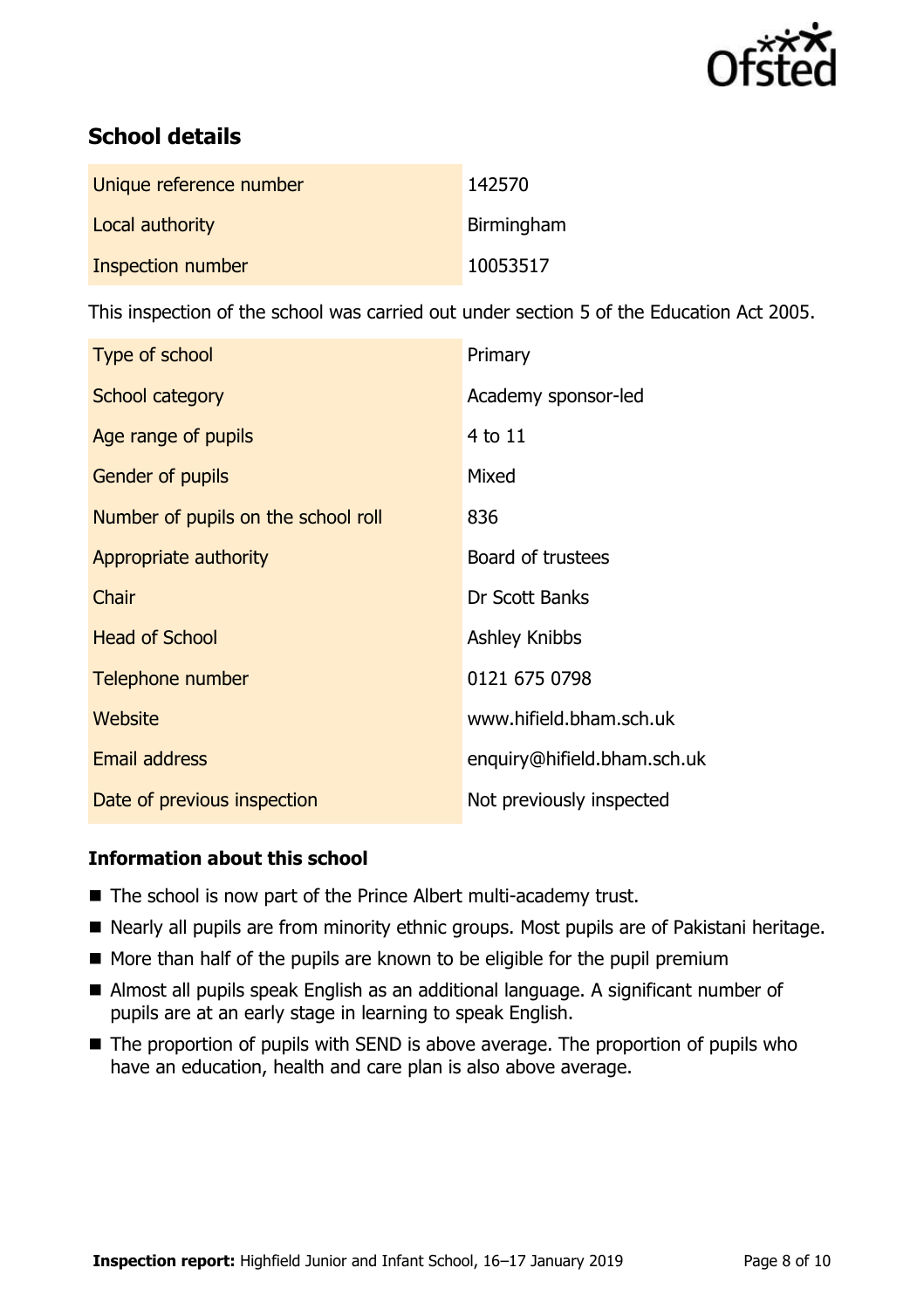## School details

| Unique reference number | 142570 |
|---|---|
| Local authority | Birmingham |
| Inspection number | 10053517 |

This inspection of the school was carried out under section 5 of the Education Act 2005.

| Type of school | Primary |
|---|---|
| School category | Academy sponsor-led |
| Age range of pupils | 4 to 11 |
| Gender of pupils | Mixed |
| Number of pupils on the school roll | 836 |
| Appropriate authority | Board of trustees |
| Chair | Dr Scott Banks |
| Head of School | Ashley Knibbs |
| Telephone number | 0121 675 0798 |
| Website | www.hifield.bham.sch.uk |
| Email address | enquiry@hifield.bham.sch.uk |
| Date of previous inspection | Not previously inspected |

### Information about this school

- The school is now part of the Prince Albert multi-academy trust.
- Nearly all pupils are from minority ethnic groups. Most pupils are of Pakistani heritage.
- More than half of the pupils are known to be eligible for the pupil premium
- Almost all pupils speak English as an additional language. A significant number of pupils are at an early stage in learning to speak English.
- The proportion of pupils with SEND is above average. The proportion of pupils who have an education, health and care plan is also above average.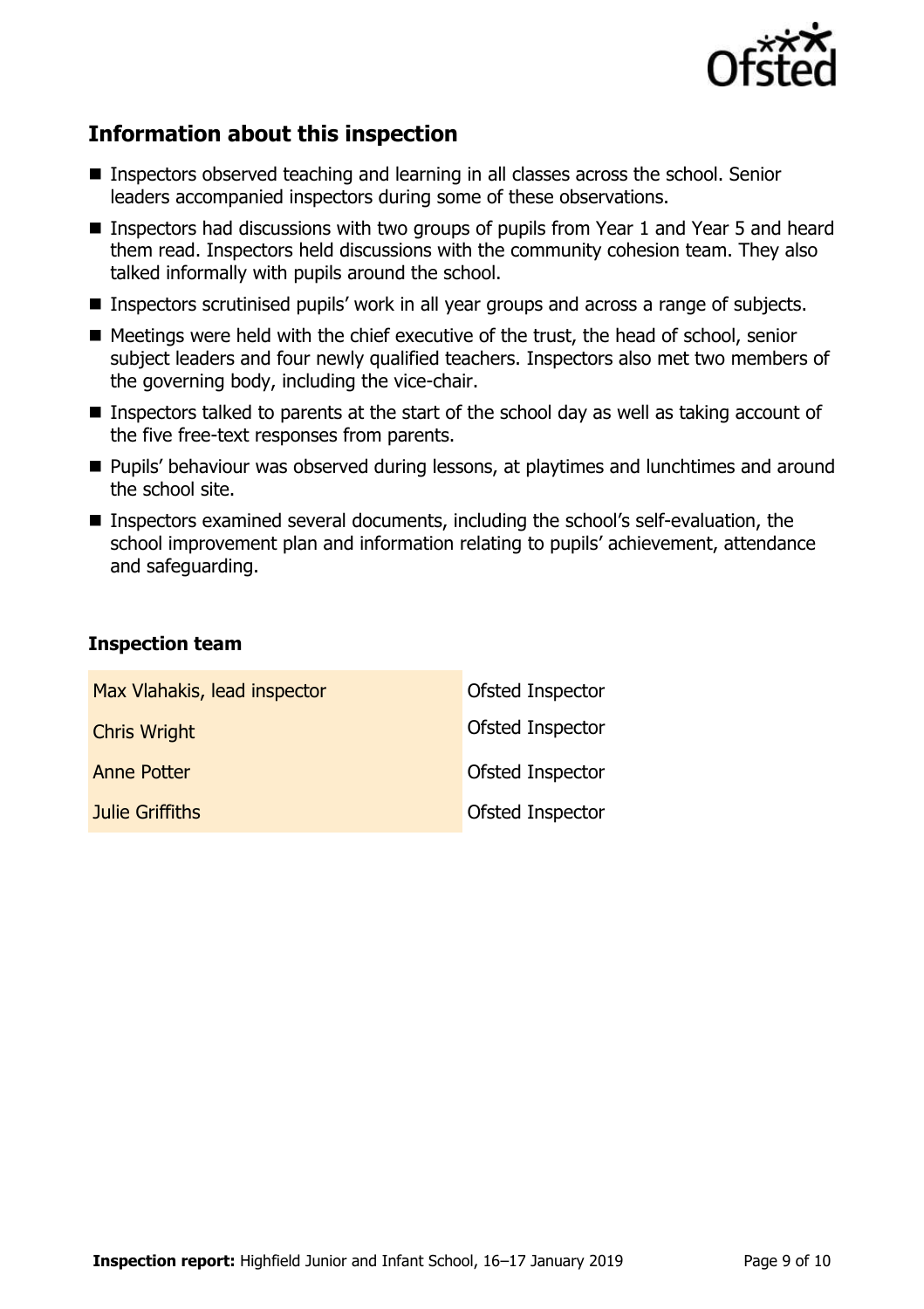## Information about this inspection

- Inspectors observed teaching and learning in all classes across the school. Senior leaders accompanied inspectors during some of these observations.
- Inspectors had discussions with two groups of pupils from Year 1 and Year 5 and heard them read. Inspectors held discussions with the community cohesion team. They also talked informally with pupils around the school.
- Inspectors scrutinised pupils' work in all year groups and across a range of subjects.
- Meetings were held with the chief executive of the trust, the head of school, senior subject leaders and four newly qualified teachers. Inspectors also met two members of the governing body, including the vice-chair.
- Inspectors talked to parents at the start of the school day as well as taking account of the five free-text responses from parents.
- Pupils' behaviour was observed during lessons, at playtimes and lunchtimes and around the school site.
- Inspectors examined several documents, including the school's self-evaluation, the school improvement plan and information relating to pupils' achievement, attendance and safeguarding.

### Inspection team

| | |
|---|---|
| Max Vlahakis, lead inspector | Ofsted Inspector |
| Chris Wright | Ofsted Inspector |
| Anne Potter | Ofsted Inspector |
| Julie Griffiths | Ofsted Inspector |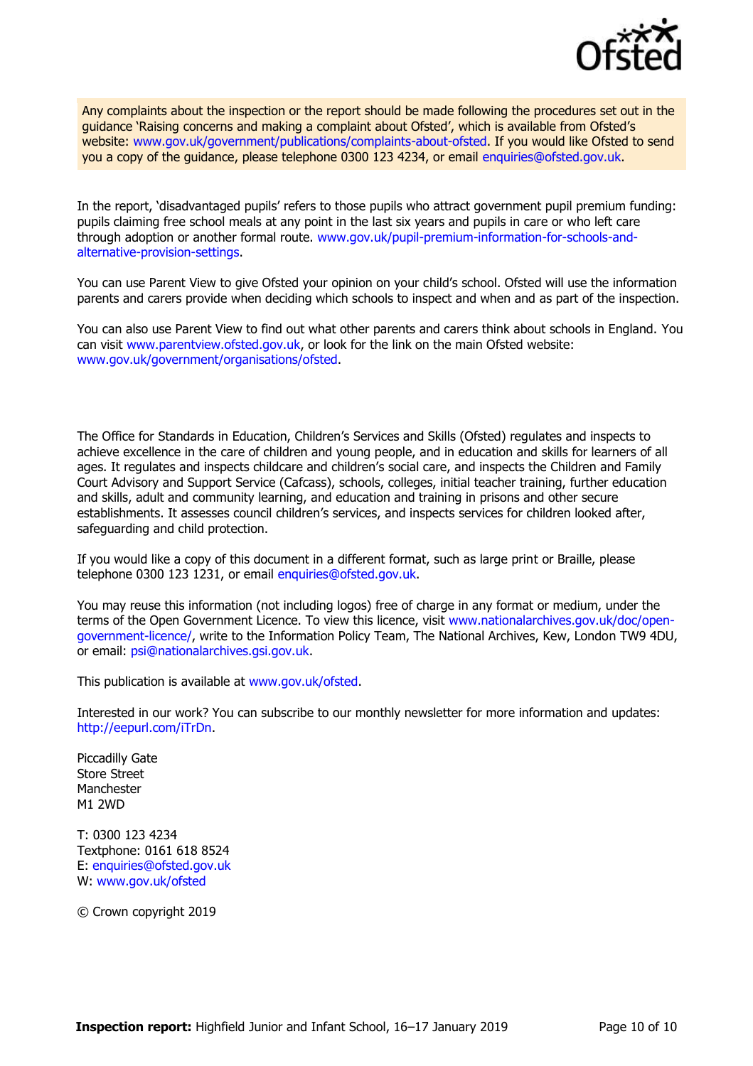Any complaints about the inspection or the report should be made following the procedures set out in the guidance 'Raising concerns and making a complaint about Ofsted', which is available from Ofsted's website: www.gov.uk/government/publications/complaints-about-ofsted. If you would like Ofsted to send you a copy of the guidance, please telephone 0300 123 4234, or email enquiries@ofsted.gov.uk.

In the report, 'disadvantaged pupils' refers to those pupils who attract government pupil premium funding: pupils claiming free school meals at any point in the last six years and pupils in care or who left care through adoption or another formal route. www.gov.uk/pupil-premium-information-for-schools-and-alternative-provision-settings.

You can use Parent View to give Ofsted your opinion on your child's school. Ofsted will use the information parents and carers provide when deciding which schools to inspect and when and as part of the inspection.

You can also use Parent View to find out what other parents and carers think about schools in England. You can visit www.parentview.ofsted.gov.uk, or look for the link on the main Ofsted website: www.gov.uk/government/organisations/ofsted.

The Office for Standards in Education, Children's Services and Skills (Ofsted) regulates and inspects to achieve excellence in the care of children and young people, and in education and skills for learners of all ages. It regulates and inspects childcare and children's social care, and inspects the Children and Family Court Advisory and Support Service (Cafcass), schools, colleges, initial teacher training, further education and skills, adult and community learning, and education and training in prisons and other secure establishments. It assesses council children's services, and inspects services for children looked after, safeguarding and child protection.

If you would like a copy of this document in a different format, such as large print or Braille, please telephone 0300 123 1231, or email enquiries@ofsted.gov.uk.

You may reuse this information (not including logos) free of charge in any format or medium, under the terms of the Open Government Licence. To view this licence, visit www.nationalarchives.gov.uk/doc/open-government-licence/, write to the Information Policy Team, The National Archives, Kew, London TW9 4DU, or email: psi@nationalarchives.gsi.gov.uk.

This publication is available at www.gov.uk/ofsted.

Interested in our work? You can subscribe to our monthly newsletter for more information and updates: http://eepurl.com/iTrDn.

Piccadilly Gate
Store Street
Manchester
M1 2WD

T: 0300 123 4234
Textphone: 0161 618 8524
E: enquiries@ofsted.gov.uk
W: www.gov.uk/ofsted

© Crown copyright 2019